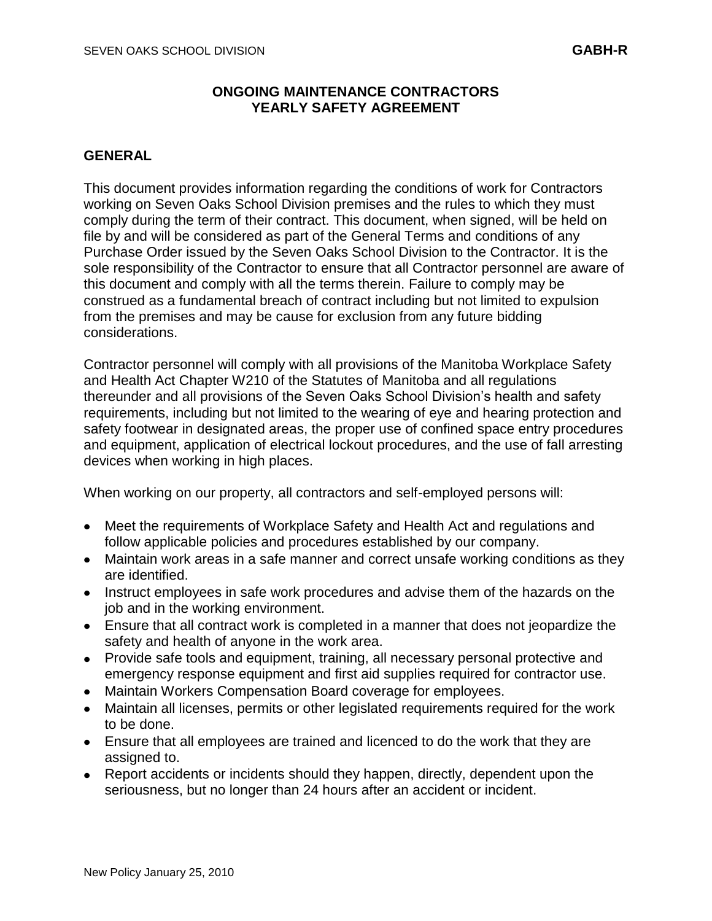# ONGOING MAINTENANCE CONTRACTORS YEARLY SAFETY AGREEMENT

## GENERAL

This document provides information regarding the conditions of work for Contractors working on Seven Oaks School Division premises and the rules to which they must comply during the term of their contract. This document, when signed, will be held on file by and will be considered as part of the General Terms and conditions of any Purchase Order issued by the Seven Oaks School Division to the Contractor. It is the sole responsibility of the Contractor to ensure that all Contractor personnel are aware of this document and comply with all the terms therein. Failure to comply may be construed as a fundamental breach of contract including but not limited to expulsion from the premises and may be cause for exclusion from any future bidding considerations.

Contractor personnel will comply with all provisions of the Manitoba Workplace Safety and Health Act Chapter W210 of the Statutes of Manitoba and all regulations thereunder and all provisions of the Seven Oaks School Division's health and safety requirements, including but not limited to the wearing of eye and hearing protection and safety footwear in designated areas, the proper use of confined space entry procedures and equipment, application of electrical lockout procedures, and the use of fall arresting devices when working in high places.

When working on our property, all contractors and self-employed persons will:

- Meet the requirements of Workplace Safety and Health Act and regulations and follow applicable policies and procedures established by our company.
- Maintain work areas in a safe manner and correct unsafe working conditions as they are identified.
- Instruct employees in safe work procedures and advise them of the hazards on the job and in the working environment.
- Ensure that all contract work is completed in a manner that does not jeopardize the safety and health of anyone in the work area.
- Provide safe tools and equipment, training, all necessary personal protective and emergency response equipment and first aid supplies required for contractor use.
- Maintain Workers Compensation Board coverage for employees.
- Maintain all licenses, permits or other legislated requirements required for the work to be done.
- Ensure that all employees are trained and licenced to do the work that they are assigned to.
- Report accidents or incidents should they happen, directly, dependent upon the seriousness, but no longer than 24 hours after an accident or incident.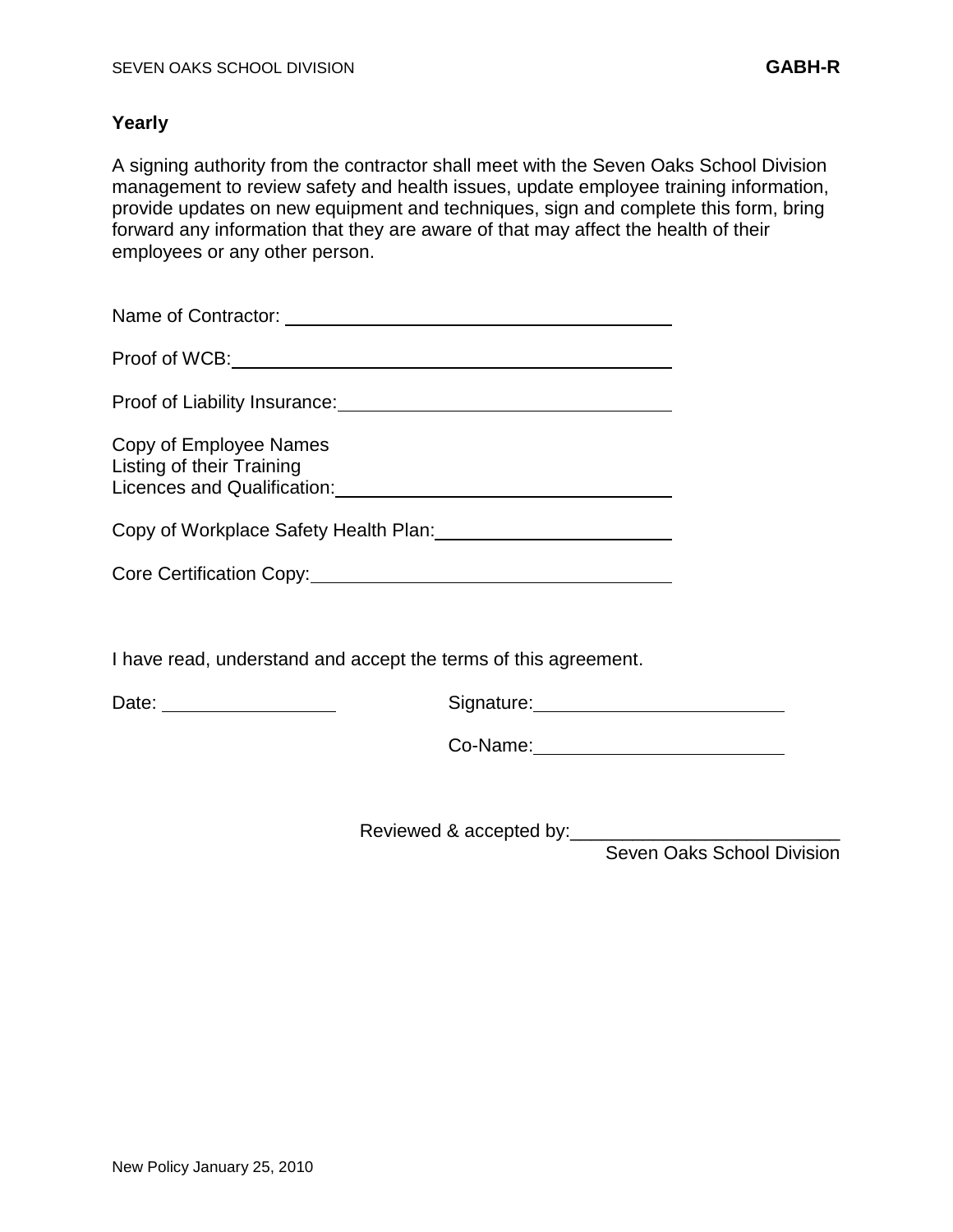## Yearly

A signing authority from the contractor shall meet with the Seven Oaks School Division management to review safety and health issues, update employee training information, provide updates on new equipment and techniques, sign and complete this form, bring forward any information that they are aware of that may affect the health of their employees or any other person.

Name of Contractor: ______________________________

Proof of WCB: ______________________________

Proof of Liability Insurance: ______________________________

Copy of Employee Names
Listing of their Training
Licences and Qualification: ______________________________

Copy of Workplace Safety Health Plan: ______________________________

Core Certification Copy: ______________________________

I have read, understand and accept the terms of this agreement.

Date: ________________ Signature: ______________________

Co-Name: ______________________

Reviewed & accepted by: ______________________
Seven Oaks School Division

New Policy January 25, 2010